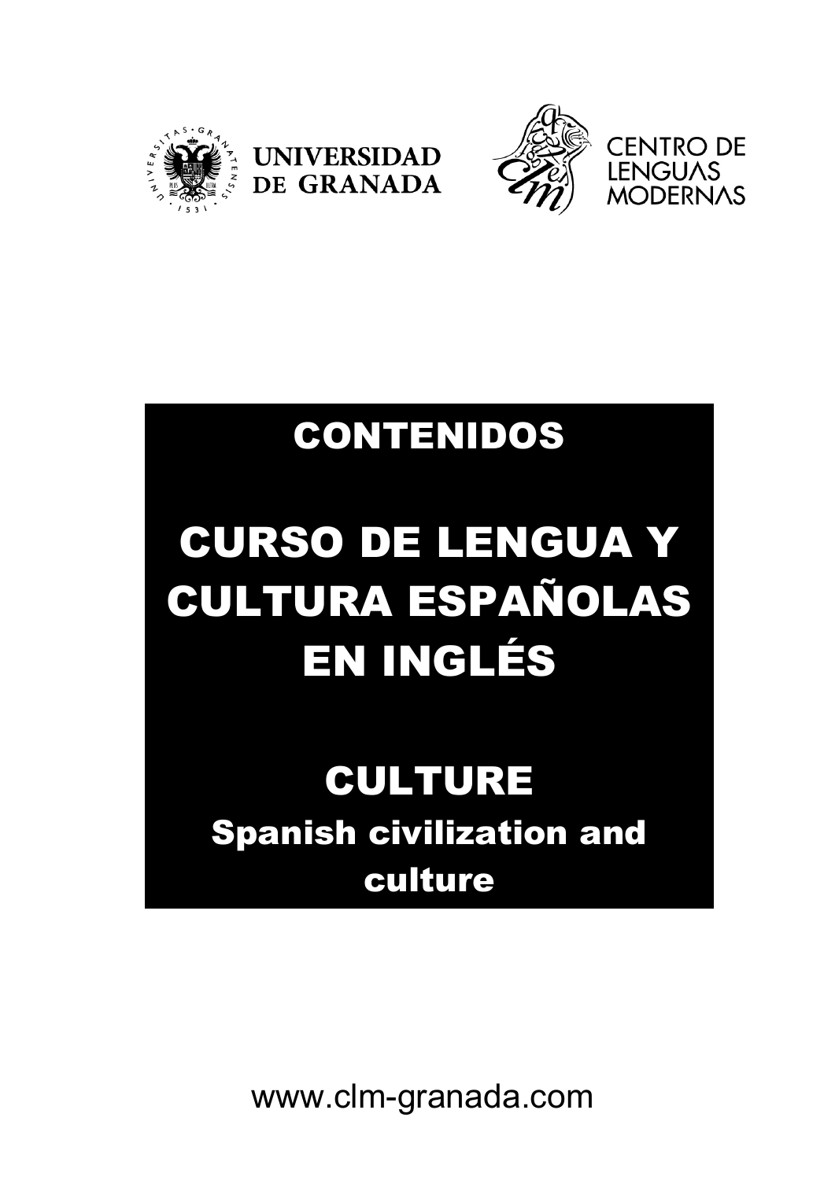UNIVERSIDAD DE GRANADA

CENTRO DE LENGUAS MODERNAS

# CONTENIDOS

# CURSO DE LENGUA Y CULTURA ESPAÑOLAS EN INGLÉS

## CULTURE

### Spanish civilization and culture

www.clm-granada.com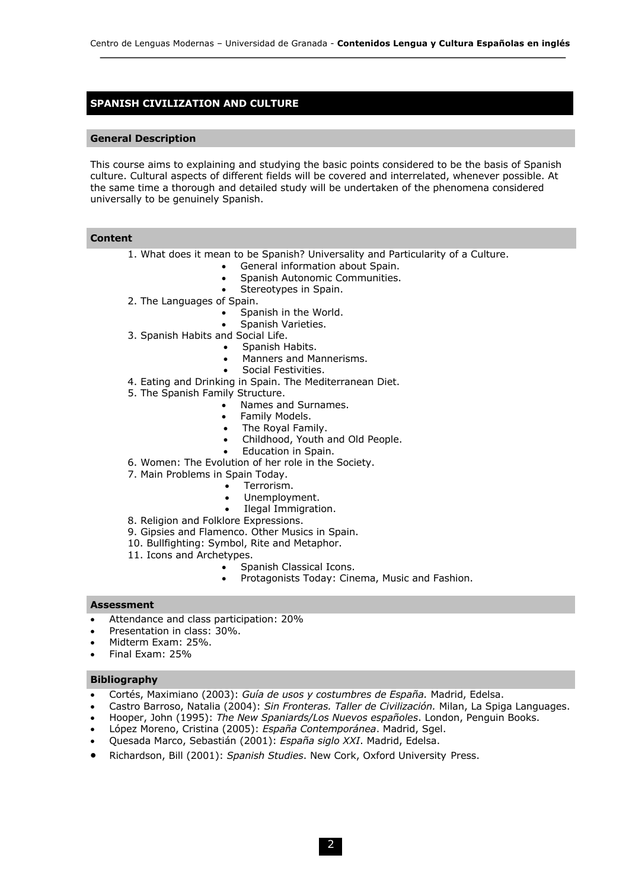## SPANISH CIVILIZATION AND CULTURE

### General Description

This course aims to explaining and studying the basic points considered to be the basis of Spanish culture. Cultural aspects of different fields will be covered and interrelated, whenever possible. At the same time a thorough and detailed study will be undertaken of the phenomena considered universally to be genuinely Spanish.

### Content

1. What does it mean to be Spanish? Universality and Particularity of a Culture.
   - General information about Spain.
   - Spanish Autonomic Communities.
   - Stereotypes in Spain.
2. The Languages of Spain.
   - Spanish in the World.
   - Spanish Varieties.
3. Spanish Habits and Social Life.
   - Spanish Habits.
   - Manners and Mannerisms.
   - Social Festivities.
4. Eating and Drinking in Spain. The Mediterranean Diet.
5. The Spanish Family Structure.
   - Names and Surnames.
   - Family Models.
   - The Royal Family.
   - Childhood, Youth and Old People.
   - Education in Spain.
6. Women: The Evolution of her role in the Society.
7. Main Problems in Spain Today.
   - Terrorism.
   - Unemployment.
   - Ilegal Immigration.
8. Religion and Folklore Expressions.
9. Gipsies and Flamenco. Other Musics in Spain.
10. Bullfighting: Symbol, Rite and Metaphor.
11. Icons and Archetypes.
    - Spanish Classical Icons.
    - Protagonists Today: Cinema, Music and Fashion.

### Assessment

- Attendance and class participation: 20%
- Presentation in class: 30%.
- Midterm Exam: 25%.
- Final Exam: 25%

### Bibliography

- Cortés, Maximiano (2003): *Guía de usos y costumbres de España.* Madrid, Edelsa.
- Castro Barroso, Natalia (2004): *Sin Fronteras. Taller de Civilización.* Milan, La Spiga Languages.
- Hooper, John (1995): *The New Spaniards/Los Nuevos españoles*. London, Penguin Books.
- López Moreno, Cristina (2005): *España Contemporánea*. Madrid, Sgel.
- Quesada Marco, Sebastián (2001): *España siglo XXI*. Madrid, Edelsa.
- Richardson, Bill (2001): *Spanish Studies*. New Cork, Oxford University Press.